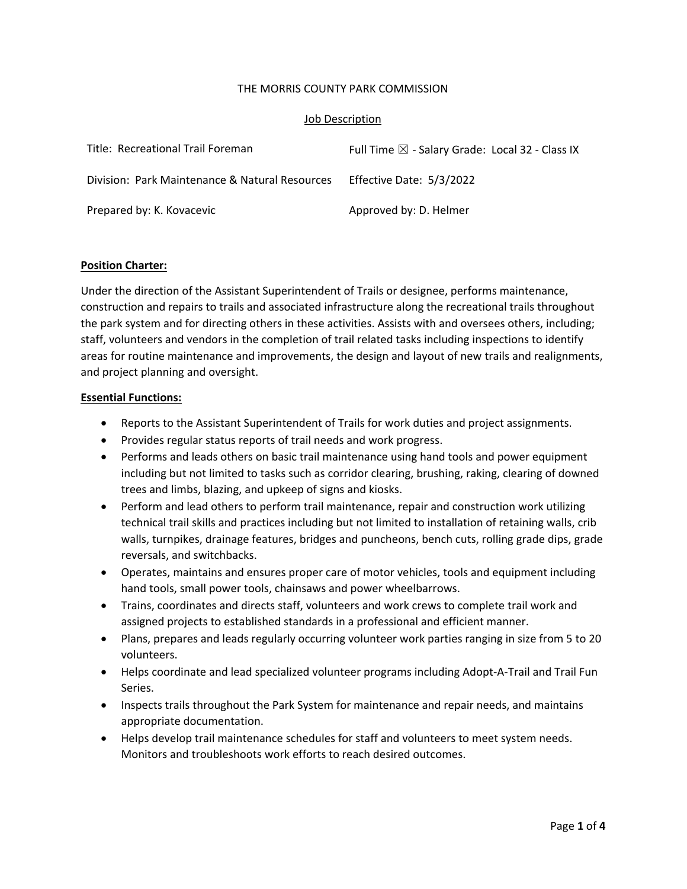THE MORRIS COUNTY PARK COMMISSION

Job Description

| Title: Recreational Trail Foreman | Full Time ☒ - Salary Grade: Local 32 - Class IX |
| --- | --- |
| Division: Park Maintenance & Natural Resources | Effective Date: 5/3/2022 |
| Prepared by: K. Kovacevic | Approved by: D. Helmer |

## Position Charter:

Under the direction of the Assistant Superintendent of Trails or designee, performs maintenance, construction and repairs to trails and associated infrastructure along the recreational trails throughout the park system and for directing others in these activities. Assists with and oversees others, including; staff, volunteers and vendors in the completion of trail related tasks including inspections to identify areas for routine maintenance and improvements, the design and layout of new trails and realignments, and project planning and oversight.

## Essential Functions:

- Reports to the Assistant Superintendent of Trails for work duties and project assignments.
- Provides regular status reports of trail needs and work progress.
- Performs and leads others on basic trail maintenance using hand tools and power equipment including but not limited to tasks such as corridor clearing, brushing, raking, clearing of downed trees and limbs, blazing, and upkeep of signs and kiosks.
- Perform and lead others to perform trail maintenance, repair and construction work utilizing technical trail skills and practices including but not limited to installation of retaining walls, crib walls, turnpikes, drainage features, bridges and puncheons, bench cuts, rolling grade dips, grade reversals, and switchbacks.
- Operates, maintains and ensures proper care of motor vehicles, tools and equipment including hand tools, small power tools, chainsaws and power wheelbarrows.
- Trains, coordinates and directs staff, volunteers and work crews to complete trail work and assigned projects to established standards in a professional and efficient manner.
- Plans, prepares and leads regularly occurring volunteer work parties ranging in size from 5 to 20 volunteers.
- Helps coordinate and lead specialized volunteer programs including Adopt-A-Trail and Trail Fun Series.
- Inspects trails throughout the Park System for maintenance and repair needs, and maintains appropriate documentation.
- Helps develop trail maintenance schedules for staff and volunteers to meet system needs. Monitors and troubleshoots work efforts to reach desired outcomes.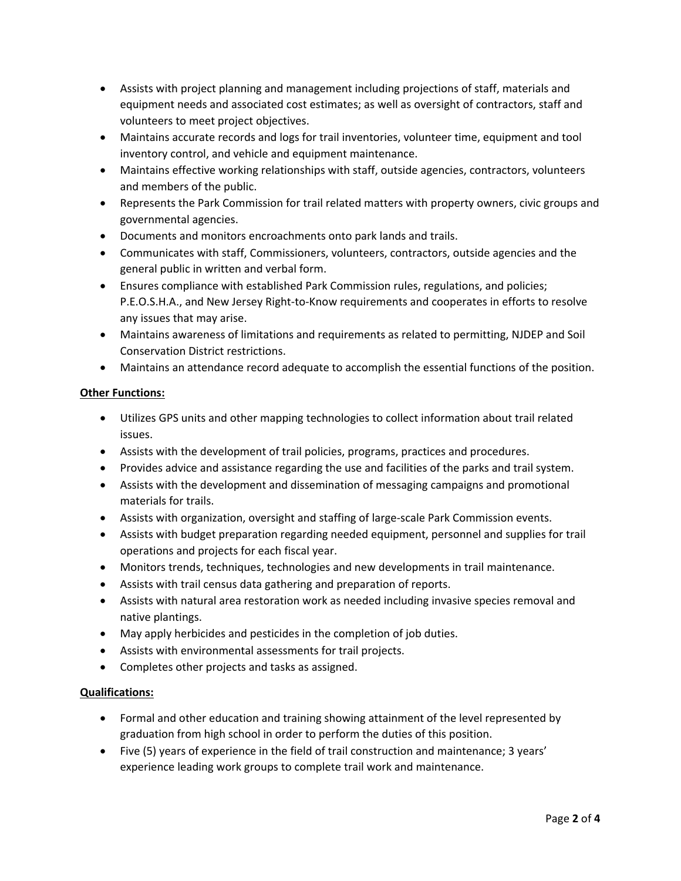- Assists with project planning and management including projections of staff, materials and equipment needs and associated cost estimates; as well as oversight of contractors, staff and volunteers to meet project objectives.
- Maintains accurate records and logs for trail inventories, volunteer time, equipment and tool inventory control, and vehicle and equipment maintenance.
- Maintains effective working relationships with staff, outside agencies, contractors, volunteers and members of the public.
- Represents the Park Commission for trail related matters with property owners, civic groups and governmental agencies.
- Documents and monitors encroachments onto park lands and trails.
- Communicates with staff, Commissioners, volunteers, contractors, outside agencies and the general public in written and verbal form.
- Ensures compliance with established Park Commission rules, regulations, and policies; P.E.O.S.H.A., and New Jersey Right-to-Know requirements and cooperates in efforts to resolve any issues that may arise.
- Maintains awareness of limitations and requirements as related to permitting, NJDEP and Soil Conservation District restrictions.
- Maintains an attendance record adequate to accomplish the essential functions of the position.

**Other Functions:**

- Utilizes GPS units and other mapping technologies to collect information about trail related issues.
- Assists with the development of trail policies, programs, practices and procedures.
- Provides advice and assistance regarding the use and facilities of the parks and trail system.
- Assists with the development and dissemination of messaging campaigns and promotional materials for trails.
- Assists with organization, oversight and staffing of large-scale Park Commission events.
- Assists with budget preparation regarding needed equipment, personnel and supplies for trail operations and projects for each fiscal year.
- Monitors trends, techniques, technologies and new developments in trail maintenance.
- Assists with trail census data gathering and preparation of reports.
- Assists with natural area restoration work as needed including invasive species removal and native plantings.
- May apply herbicides and pesticides in the completion of job duties.
- Assists with environmental assessments for trail projects.
- Completes other projects and tasks as assigned.

**Qualifications:**

- Formal and other education and training showing attainment of the level represented by graduation from high school in order to perform the duties of this position.
- Five (5) years of experience in the field of trail construction and maintenance; 3 years' experience leading work groups to complete trail work and maintenance.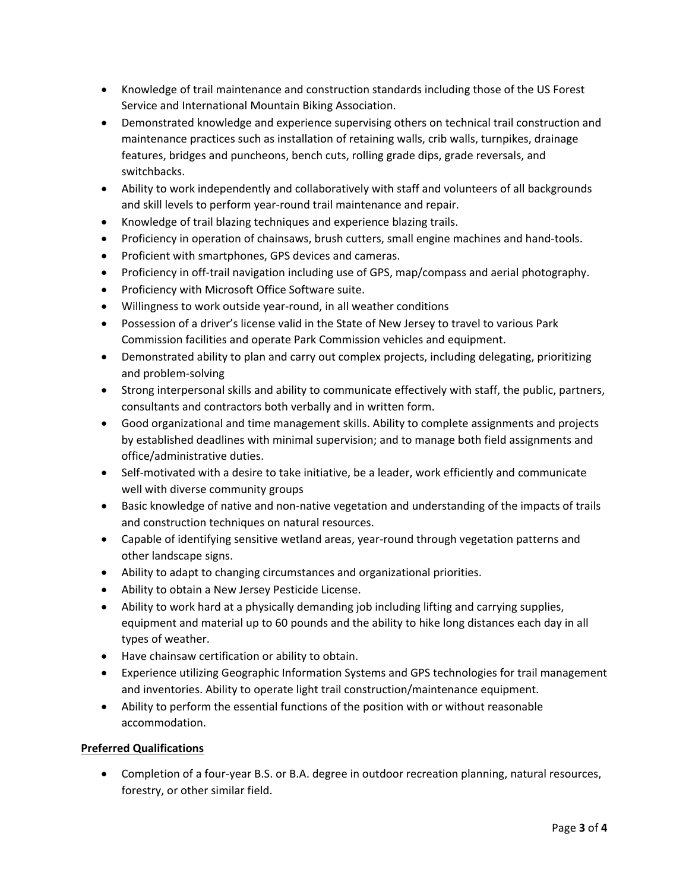- Knowledge of trail maintenance and construction standards including those of the US Forest Service and International Mountain Biking Association.
- Demonstrated knowledge and experience supervising others on technical trail construction and maintenance practices such as installation of retaining walls, crib walls, turnpikes, drainage features, bridges and puncheons, bench cuts, rolling grade dips, grade reversals, and switchbacks.
- Ability to work independently and collaboratively with staff and volunteers of all backgrounds and skill levels to perform year-round trail maintenance and repair.
- Knowledge of trail blazing techniques and experience blazing trails.
- Proficiency in operation of chainsaws, brush cutters, small engine machines and hand-tools.
- Proficient with smartphones, GPS devices and cameras.
- Proficiency in off-trail navigation including use of GPS, map/compass and aerial photography.
- Proficiency with Microsoft Office Software suite.
- Willingness to work outside year-round, in all weather conditions
- Possession of a driver's license valid in the State of New Jersey to travel to various Park Commission facilities and operate Park Commission vehicles and equipment.
- Demonstrated ability to plan and carry out complex projects, including delegating, prioritizing and problem-solving
- Strong interpersonal skills and ability to communicate effectively with staff, the public, partners, consultants and contractors both verbally and in written form.
- Good organizational and time management skills. Ability to complete assignments and projects by established deadlines with minimal supervision; and to manage both field assignments and office/administrative duties.
- Self-motivated with a desire to take initiative, be a leader, work efficiently and communicate well with diverse community groups
- Basic knowledge of native and non-native vegetation and understanding of the impacts of trails and construction techniques on natural resources.
- Capable of identifying sensitive wetland areas, year-round through vegetation patterns and other landscape signs.
- Ability to adapt to changing circumstances and organizational priorities.
- Ability to obtain a New Jersey Pesticide License.
- Ability to work hard at a physically demanding job including lifting and carrying supplies, equipment and material up to 60 pounds and the ability to hike long distances each day in all types of weather.
- Have chainsaw certification or ability to obtain.
- Experience utilizing Geographic Information Systems and GPS technologies for trail management and inventories. Ability to operate light trail construction/maintenance equipment.
- Ability to perform the essential functions of the position with or without reasonable accommodation.

**Preferred Qualifications**

- Completion of a four-year B.S. or B.A. degree in outdoor recreation planning, natural resources, forestry, or other similar field.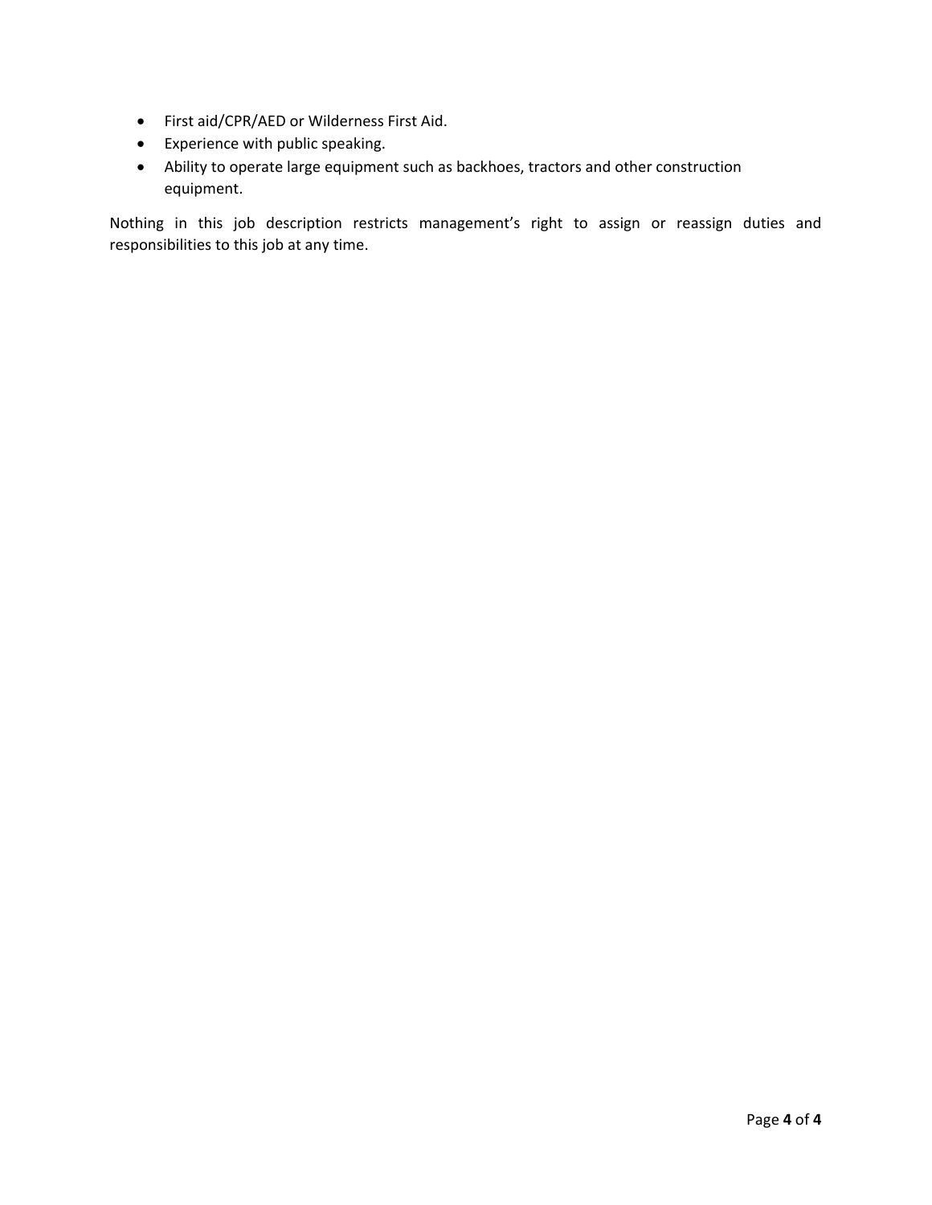- First aid/CPR/AED or Wilderness First Aid.
- Experience with public speaking.
- Ability to operate large equipment such as backhoes, tractors and other construction equipment.

Nothing in this job description restricts management's right to assign or reassign duties and responsibilities to this job at any time.